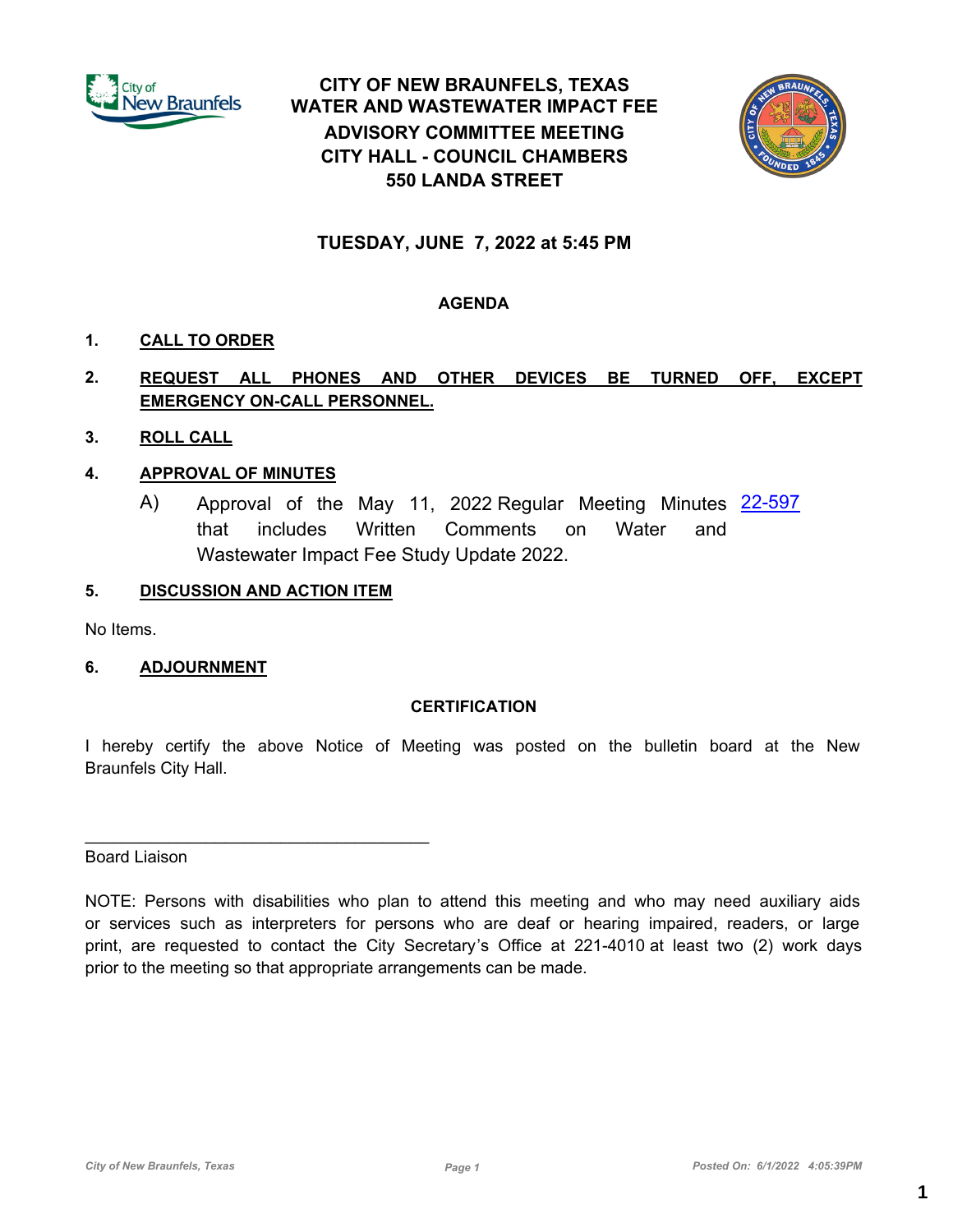# CITY OF NEW BRAUNFELS, TEXAS
# WATER AND WASTEWATER IMPACT FEE ADVISORY COMMITTEE MEETING
# CITY HALL - COUNCIL CHAMBERS
# 550 LANDA STREET

## TUESDAY, JUNE 7, 2022 at 5:45 PM

### AGENDA

**1. CALL TO ORDER**

**2. REQUEST ALL PHONES AND OTHER DEVICES BE TURNED OFF, EXCEPT EMERGENCY ON-CALL PERSONNEL.**

**3. ROLL CALL**

**4. APPROVAL OF MINUTES**

A) Approval of the May 11, 2022 Regular Meeting Minutes that includes Written Comments on Water and Wastewater Impact Fee Study Update 2022. 22-597

**5. DISCUSSION AND ACTION ITEM**

No Items.

**6. ADJOURNMENT**

### CERTIFICATION

I hereby certify the above Notice of Meeting was posted on the bulletin board at the New Braunfels City Hall.

_____________________________________

Board Liaison

NOTE: Persons with disabilities who plan to attend this meeting and who may need auxiliary aids or services such as interpreters for persons who are deaf or hearing impaired, readers, or large print, are requested to contact the City Secretary's Office at 221-4010 at least two (2) work days prior to the meeting so that appropriate arrangements can be made.

*Posted On: 6/1/2022 4:05:39PM*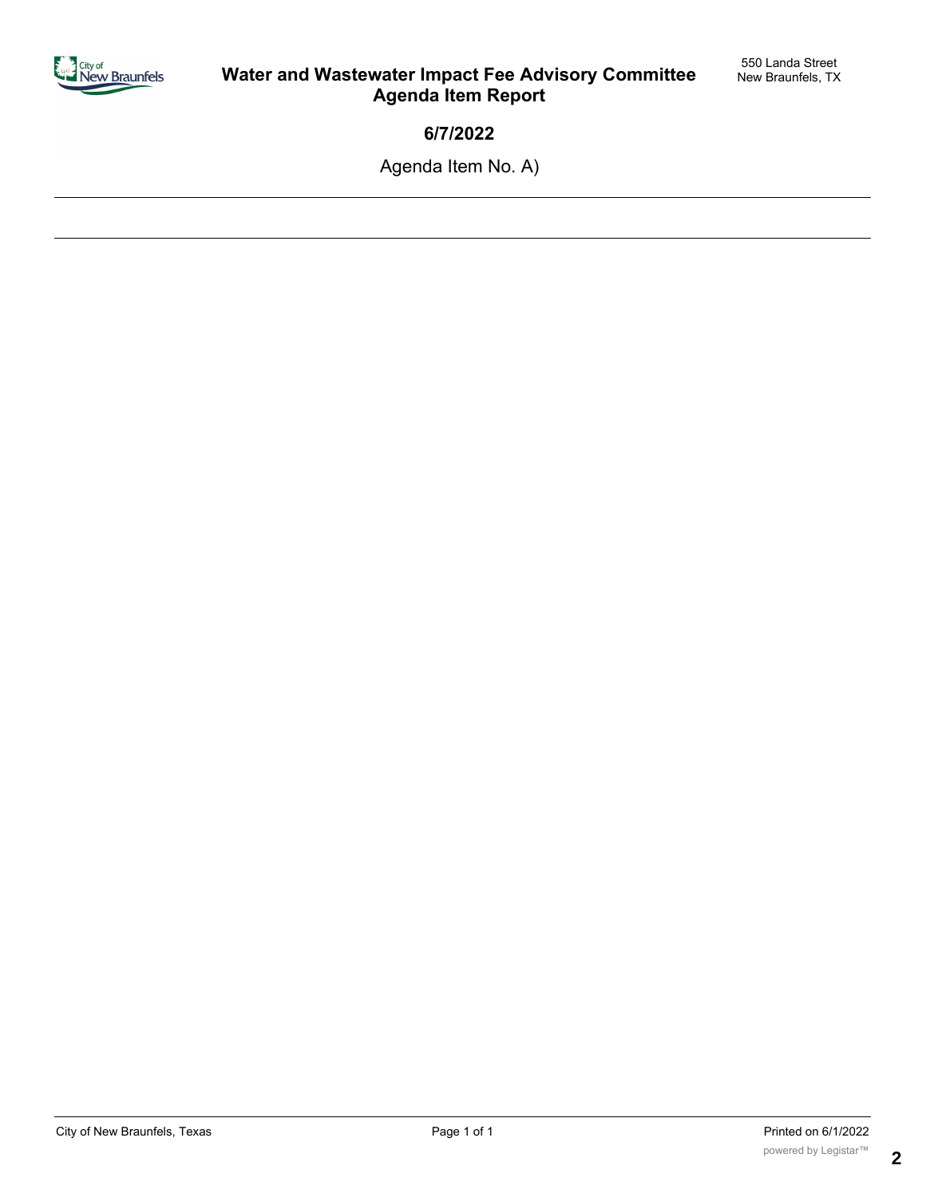# Water and Wastewater Impact Fee Advisory Committee Agenda Item Report

550 Landa Street
New Braunfels, TX

**6/7/2022**

Agenda Item No. A)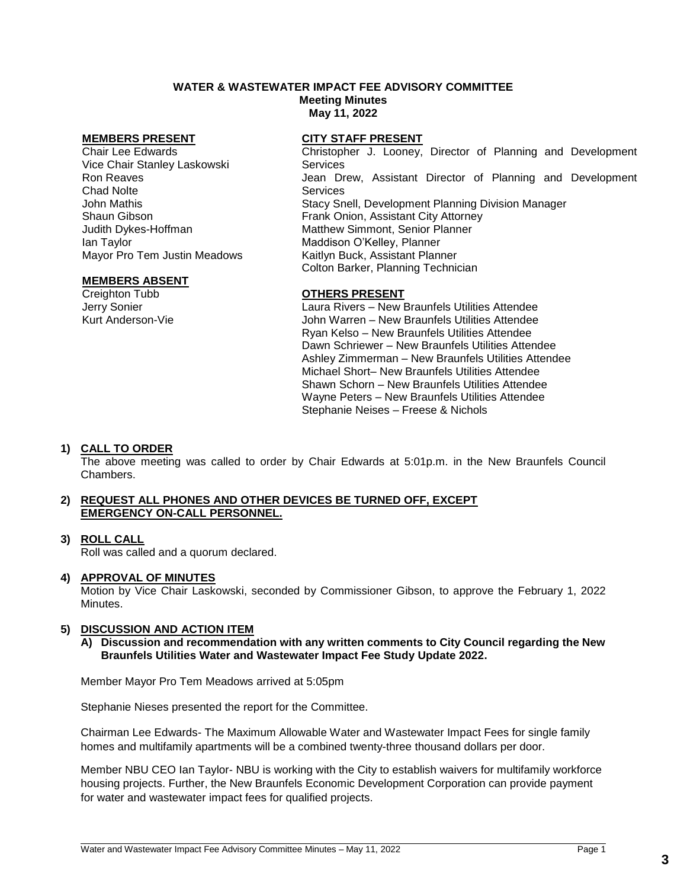**WATER & WASTEWATER IMPACT FEE ADVISORY COMMITTEE**
**Meeting Minutes**
**May 11, 2022**

**MEMBERS PRESENT**
Chair Lee Edwards
Vice Chair Stanley Laskowski
Ron Reaves
Chad Nolte
John Mathis
Shaun Gibson
Judith Dykes-Hoffman
Ian Taylor
Mayor Pro Tem Justin Meadows

**MEMBERS ABSENT**
Creighton Tubb
Jerry Sonier
Kurt Anderson-Vie

**CITY STAFF PRESENT**
Christopher J. Looney, Director of Planning and Development Services
Jean Drew, Assistant Director of Planning and Development Services
Stacy Snell, Development Planning Division Manager
Frank Onion, Assistant City Attorney
Matthew Simmont, Senior Planner
Maddison O'Kelley, Planner
Kaitlyn Buck, Assistant Planner
Colton Barker, Planning Technician

**OTHERS PRESENT**
Laura Rivers – New Braunfels Utilities Attendee
John Warren – New Braunfels Utilities Attendee
Ryan Kelso – New Braunfels Utilities Attendee
Dawn Schriewer – New Braunfels Utilities Attendee
Ashley Zimmerman – New Braunfels Utilities Attendee
Michael Short– New Braunfels Utilities Attendee
Shawn Schorn – New Braunfels Utilities Attendee
Wayne Peters – New Braunfels Utilities Attendee
Stephanie Neises – Freese & Nichols

**1) CALL TO ORDER**
The above meeting was called to order by Chair Edwards at 5:01p.m. in the New Braunfels Council Chambers.

**2) REQUEST ALL PHONES AND OTHER DEVICES BE TURNED OFF, EXCEPT EMERGENCY ON-CALL PERSONNEL.**

**3) ROLL CALL**
Roll was called and a quorum declared.

**4) APPROVAL OF MINUTES**
Motion by Vice Chair Laskowski, seconded by Commissioner Gibson, to approve the February 1, 2022 Minutes.

**5) DISCUSSION AND ACTION ITEM**

**A) Discussion and recommendation with any written comments to City Council regarding the New Braunfels Utilities Water and Wastewater Impact Fee Study Update 2022.**

Member Mayor Pro Tem Meadows arrived at 5:05pm

Stephanie Nieses presented the report for the Committee.

Chairman Lee Edwards- The Maximum Allowable Water and Wastewater Impact Fees for single family homes and multifamily apartments will be a combined twenty-three thousand dollars per door.

Member NBU CEO Ian Taylor- NBU is working with the City to establish waivers for multifamily workforce housing projects. Further, the New Braunfels Economic Development Corporation can provide payment for water and wastewater impact fees for qualified projects.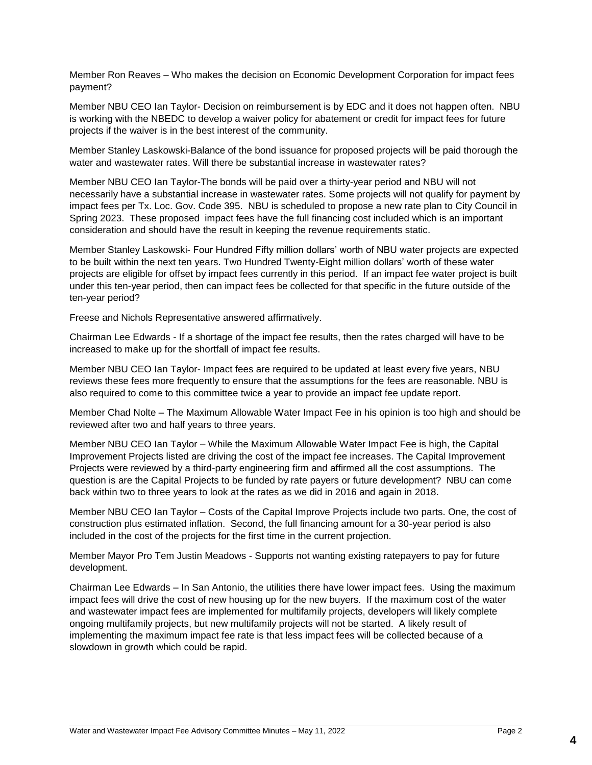Member Ron Reaves – Who makes the decision on Economic Development Corporation for impact fees payment?

Member NBU CEO Ian Taylor- Decision on reimbursement is by EDC and it does not happen often. NBU is working with the NBEDC to develop a waiver policy for abatement or credit for impact fees for future projects if the waiver is in the best interest of the community.

Member Stanley Laskowski-Balance of the bond issuance for proposed projects will be paid thorough the water and wastewater rates. Will there be substantial increase in wastewater rates?

Member NBU CEO Ian Taylor-The bonds will be paid over a thirty-year period and NBU will not necessarily have a substantial increase in wastewater rates. Some projects will not qualify for payment by impact fees per Tx. Loc. Gov. Code 395. NBU is scheduled to propose a new rate plan to City Council in Spring 2023. These proposed impact fees have the full financing cost included which is an important consideration and should have the result in keeping the revenue requirements static.

Member Stanley Laskowski- Four Hundred Fifty million dollars' worth of NBU water projects are expected to be built within the next ten years. Two Hundred Twenty-Eight million dollars' worth of these water projects are eligible for offset by impact fees currently in this period. If an impact fee water project is built under this ten-year period, then can impact fees be collected for that specific in the future outside of the ten-year period?

Freese and Nichols Representative answered affirmatively.

Chairman Lee Edwards - If a shortage of the impact fee results, then the rates charged will have to be increased to make up for the shortfall of impact fee results.

Member NBU CEO Ian Taylor- Impact fees are required to be updated at least every five years, NBU reviews these fees more frequently to ensure that the assumptions for the fees are reasonable. NBU is also required to come to this committee twice a year to provide an impact fee update report.

Member Chad Nolte – The Maximum Allowable Water Impact Fee in his opinion is too high and should be reviewed after two and half years to three years.

Member NBU CEO Ian Taylor – While the Maximum Allowable Water Impact Fee is high, the Capital Improvement Projects listed are driving the cost of the impact fee increases. The Capital Improvement Projects were reviewed by a third-party engineering firm and affirmed all the cost assumptions. The question is are the Capital Projects to be funded by rate payers or future development? NBU can come back within two to three years to look at the rates as we did in 2016 and again in 2018.

Member NBU CEO Ian Taylor – Costs of the Capital Improve Projects include two parts. One, the cost of construction plus estimated inflation. Second, the full financing amount for a 30-year period is also included in the cost of the projects for the first time in the current projection.

Member Mayor Pro Tem Justin Meadows - Supports not wanting existing ratepayers to pay for future development.

Chairman Lee Edwards – In San Antonio, the utilities there have lower impact fees. Using the maximum impact fees will drive the cost of new housing up for the new buyers. If the maximum cost of the water and wastewater impact fees are implemented for multifamily projects, developers will likely complete ongoing multifamily projects, but new multifamily projects will not be started. A likely result of implementing the maximum impact fee rate is that less impact fees will be collected because of a slowdown in growth which could be rapid.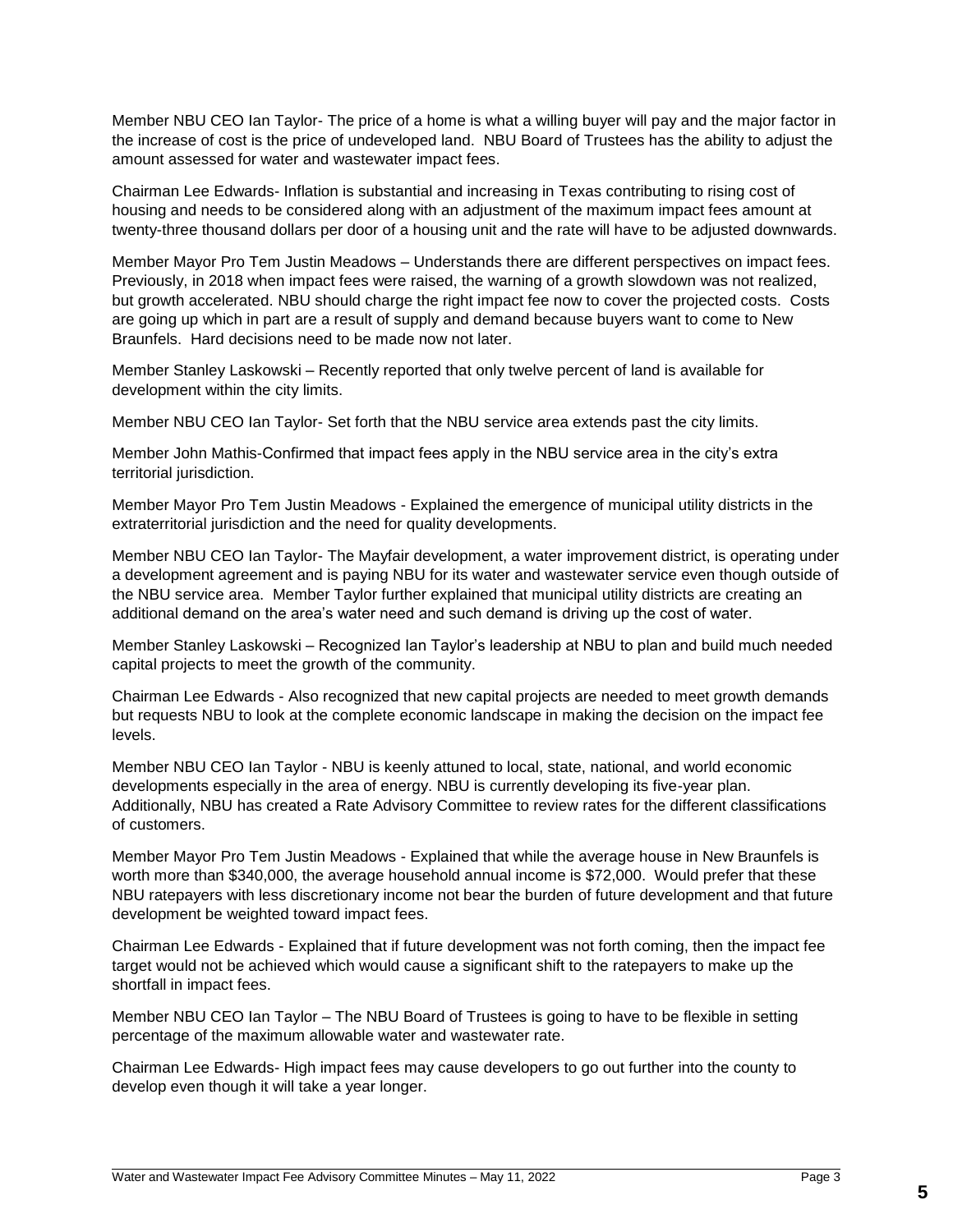Member NBU CEO Ian Taylor- The price of a home is what a willing buyer will pay and the major factor in the increase of cost is the price of undeveloped land. NBU Board of Trustees has the ability to adjust the amount assessed for water and wastewater impact fees.

Chairman Lee Edwards- Inflation is substantial and increasing in Texas contributing to rising cost of housing and needs to be considered along with an adjustment of the maximum impact fees amount at twenty-three thousand dollars per door of a housing unit and the rate will have to be adjusted downwards.

Member Mayor Pro Tem Justin Meadows – Understands there are different perspectives on impact fees. Previously, in 2018 when impact fees were raised, the warning of a growth slowdown was not realized, but growth accelerated. NBU should charge the right impact fee now to cover the projected costs. Costs are going up which in part are a result of supply and demand because buyers want to come to New Braunfels. Hard decisions need to be made now not later.

Member Stanley Laskowski – Recently reported that only twelve percent of land is available for development within the city limits.

Member NBU CEO Ian Taylor- Set forth that the NBU service area extends past the city limits.

Member John Mathis-Confirmed that impact fees apply in the NBU service area in the city's extra territorial jurisdiction.

Member Mayor Pro Tem Justin Meadows - Explained the emergence of municipal utility districts in the extraterritorial jurisdiction and the need for quality developments.

Member NBU CEO Ian Taylor- The Mayfair development, a water improvement district, is operating under a development agreement and is paying NBU for its water and wastewater service even though outside of the NBU service area. Member Taylor further explained that municipal utility districts are creating an additional demand on the area's water need and such demand is driving up the cost of water.

Member Stanley Laskowski – Recognized Ian Taylor's leadership at NBU to plan and build much needed capital projects to meet the growth of the community.

Chairman Lee Edwards - Also recognized that new capital projects are needed to meet growth demands but requests NBU to look at the complete economic landscape in making the decision on the impact fee levels.

Member NBU CEO Ian Taylor - NBU is keenly attuned to local, state, national, and world economic developments especially in the area of energy. NBU is currently developing its five-year plan. Additionally, NBU has created a Rate Advisory Committee to review rates for the different classifications of customers.

Member Mayor Pro Tem Justin Meadows - Explained that while the average house in New Braunfels is worth more than $340,000, the average household annual income is $72,000. Would prefer that these NBU ratepayers with less discretionary income not bear the burden of future development and that future development be weighted toward impact fees.

Chairman Lee Edwards - Explained that if future development was not forth coming, then the impact fee target would not be achieved which would cause a significant shift to the ratepayers to make up the shortfall in impact fees.

Member NBU CEO Ian Taylor – The NBU Board of Trustees is going to have to be flexible in setting percentage of the maximum allowable water and wastewater rate.

Chairman Lee Edwards- High impact fees may cause developers to go out further into the county to develop even though it will take a year longer.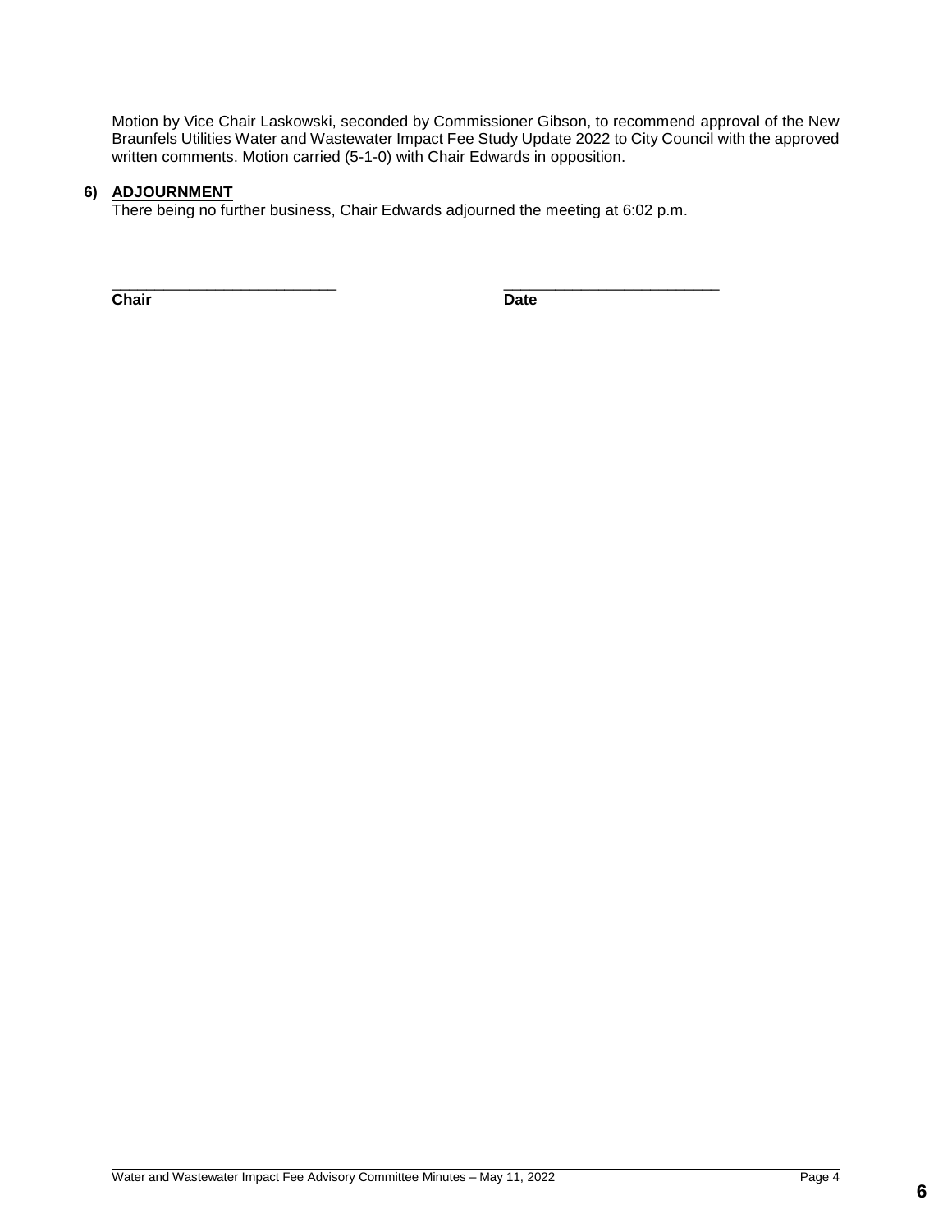Motion by Vice Chair Laskowski, seconded by Commissioner Gibson, to recommend approval of the New Braunfels Utilities Water and Wastewater Impact Fee Study Update 2022 to City Council with the approved written comments. Motion carried (5-1-0) with Chair Edwards in opposition.

**6) ADJOURNMENT**

There being no further business, Chair Edwards adjourned the meeting at 6:02 p.m.

\_\_\_\_\_\_\_\_\_\_\_\_\_\_\_\_\_\_\_\_\_\_\_\_\_\_\_\_ \_\_\_\_\_\_\_\_\_\_\_\_\_\_\_\_\_\_\_\_\_\_\_\_\_\_\_\_

**Chair** **Date**